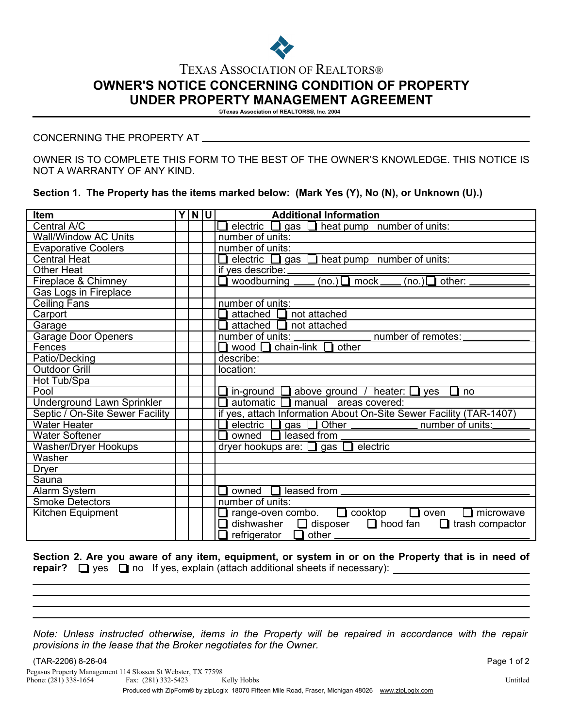TEXAS ASSOCIATION OF REALTORS®

# OWNER'S NOTICE CONCERNING CONDITION OF PROPERTY UNDER PROPERTY MANAGEMENT AGREEMENT

©Texas Association of REALTORS®, Inc. 2004

CONCERNING THE PROPERTY AT ______________________________________________

OWNER IS TO COMPLETE THIS FORM TO THE BEST OF THE OWNER'S KNOWLEDGE. THIS NOTICE IS NOT A WARRANTY OF ANY KIND.

**Section 1. The Property has the items marked below: (Mark Yes (Y), No (N), or Unknown (U).)**

| Item | Y | N | U | Additional Information |
|---|---|---|---|---|
| Central A/C | | | | ☐ electric ☐ gas ☐ heat pump number of units: |
| Wall/Window AC Units | | | | number of units: |
| Evaporative Coolers | | | | number of units: |
| Central Heat | | | | ☐ electric ☐ gas ☐ heat pump number of units: |
| Other Heat | | | | if yes describe: ________________ |
| Fireplace & Chimney | | | | ☐ woodburning ____ (no.) ☐ mock ____ (no.) ☐ other: ________ |
| Gas Logs in Fireplace | | | | |
| Ceiling Fans | | | | number of units: |
| Carport | | | | ☐ attached ☐ not attached |
| Garage | | | | ☐ attached ☐ not attached |
| Garage Door Openers | | | | number of units: ____________ number of remotes: ____________ |
| Fences | | | | ☐ wood ☐ chain-link ☐ other |
| Patio/Decking | | | | describe: |
| Outdoor Grill | | | | location: |
| Hot Tub/Spa | | | | |
| Pool | | | | ☐ in-ground ☐ above ground / heater: ☐ yes ☐ no |
| Underground Lawn Sprinkler | | | | ☐ automatic ☐ manual areas covered: |
| Septic / On-Site Sewer Facility | | | | if yes, attach Information About On-Site Sewer Facility (TAR-1407) |
| Water Heater | | | | ☐ electric ☐ gas ☐ Other ____________ number of units: ______ |
| Water Softener | | | | ☐ owned ☐ leased from ________________ |
| Washer/Dryer Hookups | | | | dryer hookups are: ☐ gas ☐ electric |
| Washer | | | | |
| Dryer | | | | |
| Sauna | | | | |
| Alarm System | | | | ☐ owned ☐ leased from ________________ |
| Smoke Detectors | | | | number of units: |
| Kitchen Equipment | | | | ☐ range-oven combo. ☐ cooktop ☐ oven ☐ microwave ☐ dishwasher ☐ disposer ☐ hood fan ☐ trash compactor ☐ refrigerator ☐ other ________________ |

**Section 2. Are you aware of any item, equipment, or system in or on the Property that is in need of repair?** ☐ yes ☐ no If yes, explain (attach additional sheets if necessary): ______________________

______________________________________________________________________

______________________________________________________________________

______________________________________________________________________

______________________________________________________________________

*Note: Unless instructed otherwise, items in the Property will be repaired in accordance with the repair provisions in the lease that the Broker negotiates for the Owner.*

(TAR-2206) 8-26-04

Pegasus Property Management 114 Slossen St Webster, TX 77598
Phone: (281) 338-1654 Fax: (281) 332-5423 Kelly Hobbs Untitled

Produced with ZipForm® by zipLogix 18070 Fifteen Mile Road, Fraser, Michigan 48026 www.zipLogix.com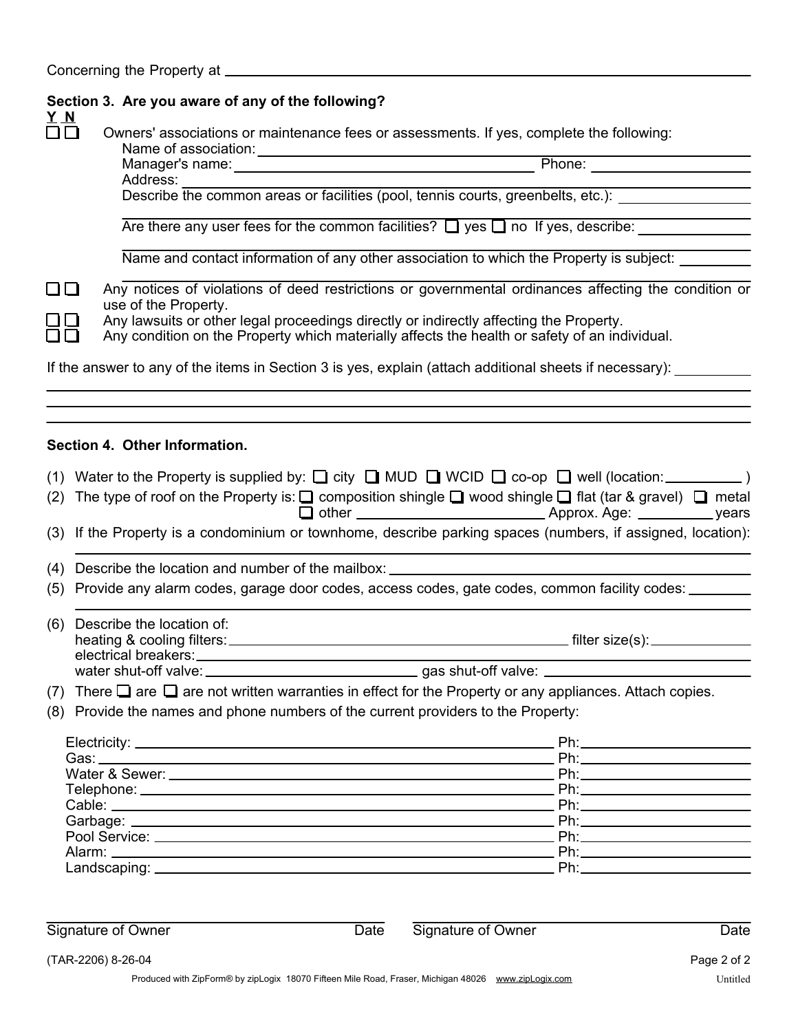Concerning the Property at ______________________________

**Section 3. Are you aware of any of the following?**

**Y N**

☐ ☐ Owners' associations or maintenance fees or assessments. If yes, complete the following:

Name of association: ______________________________

Manager's name: ______________________________ Phone: ______________

Address: ______________________________

Describe the common areas or facilities (pool, tennis courts, greenbelts, etc.): ______________

______________________________

Are there any user fees for the common facilities? ☐ yes ☐ no If yes, describe: ______________

______________________________

Name and contact information of any other association to which the Property is subject: ______________

☐ ☐ Any notices of violations of deed restrictions or governmental ordinances affecting the condition or use of the Property.

☐ ☐ Any lawsuits or other legal proceedings directly or indirectly affecting the Property.

☐ ☐ Any condition on the Property which materially affects the health or safety of an individual.

If the answer to any of the items in Section 3 is yes, explain (attach additional sheets if necessary): ______________

______________________________

______________________________

______________________________

**Section 4. Other Information.**

(1) Water to the Property is supplied by: ☐ city ☐ MUD ☐ WCID ☐ co-op ☐ well (location: __________ )

(2) The type of roof on the Property is: ☐ composition shingle ☐ wood shingle ☐ flat (tar & gravel) ☐ metal ☐ other ______________ Approx. Age: __________ years

(3) If the Property is a condominium or townhome, describe parking spaces (numbers, if assigned, location):

______________________________

(4) Describe the location and number of the mailbox: ______________________________

(5) Provide any alarm codes, garage door codes, access codes, gate codes, common facility codes: __________

______________________________

(6) Describe the location of:

heating & cooling filters: ______________________________ filter size(s): ______________

electrical breakers: ______________________________

water shut-off valve: ______________ gas shut-off valve: ______________

(7) There ☐ are ☐ are not written warranties in effect for the Property or any appliances. Attach copies.

(8) Provide the names and phone numbers of the current providers to the Property:

Electricity: ______________________________ Ph: ______________

Gas: ______________________________ Ph: ______________

Water & Sewer: ______________________________ Ph: ______________

Telephone: ______________________________ Ph: ______________

Cable: ______________________________ Ph: ______________

Garbage: ______________________________ Ph: ______________

Pool Service: ______________________________ Ph: ______________

Alarm: ______________________________ Ph: ______________

Landscaping: ______________________________ Ph: ______________

______________________________ ______________________________

Signature of Owner Date Signature of Owner Date

(TAR-2206) 8-26-04